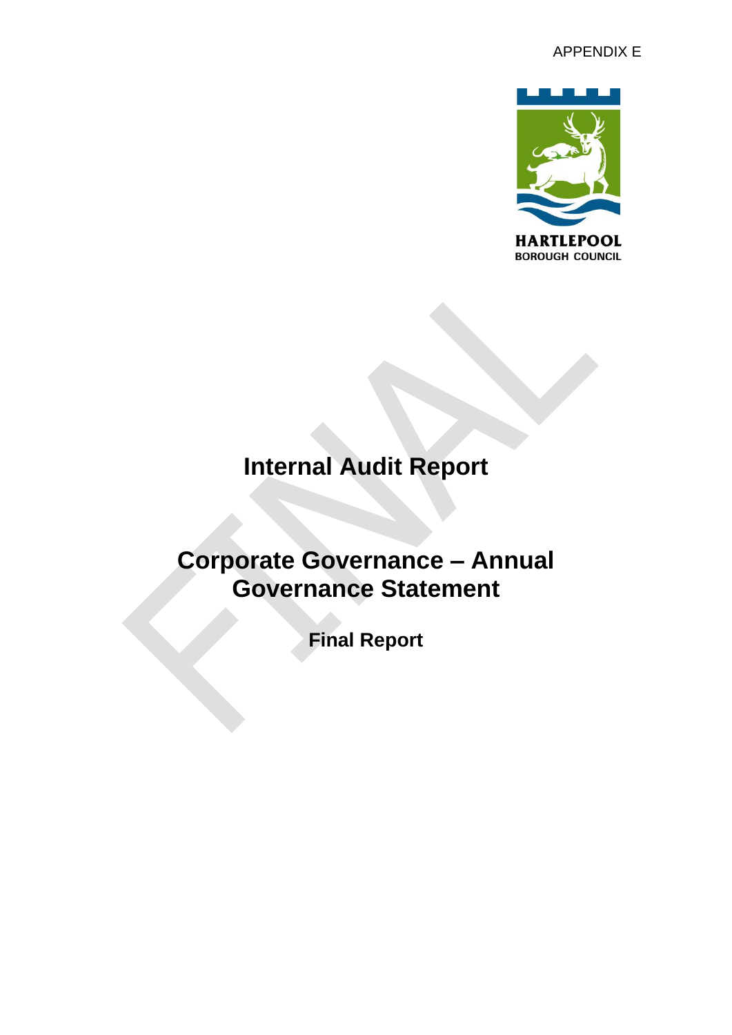APPENDIX E

HARTLEPOOL
BOROUGH COUNCIL

# Internal Audit Report

# Corporate Governance – Annual Governance Statement

**Final Report**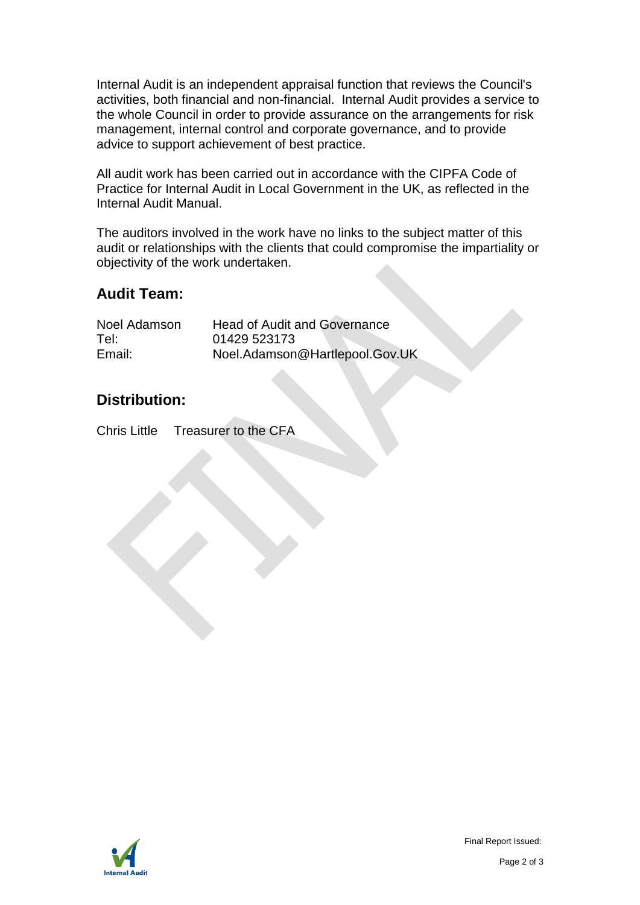Internal Audit is an independent appraisal function that reviews the Council's activities, both financial and non-financial. Internal Audit provides a service to the whole Council in order to provide assurance on the arrangements for risk management, internal control and corporate governance, and to provide advice to support achievement of best practice.

All audit work has been carried out in accordance with the CIPFA Code of Practice for Internal Audit in Local Government in the UK, as reflected in the Internal Audit Manual.

The auditors involved in the work have no links to the subject matter of this audit or relationships with the clients that could compromise the impartiality or objectivity of the work undertaken.

## Audit Team:

| | |
|---|---|
| Noel Adamson | Head of Audit and Governance |
| Tel: | 01429 523173 |
| Email: | Noel.Adamson@Hartlepool.Gov.UK |

## Distribution:

Chris Little    Treasurer to the CFA

Final Report Issued: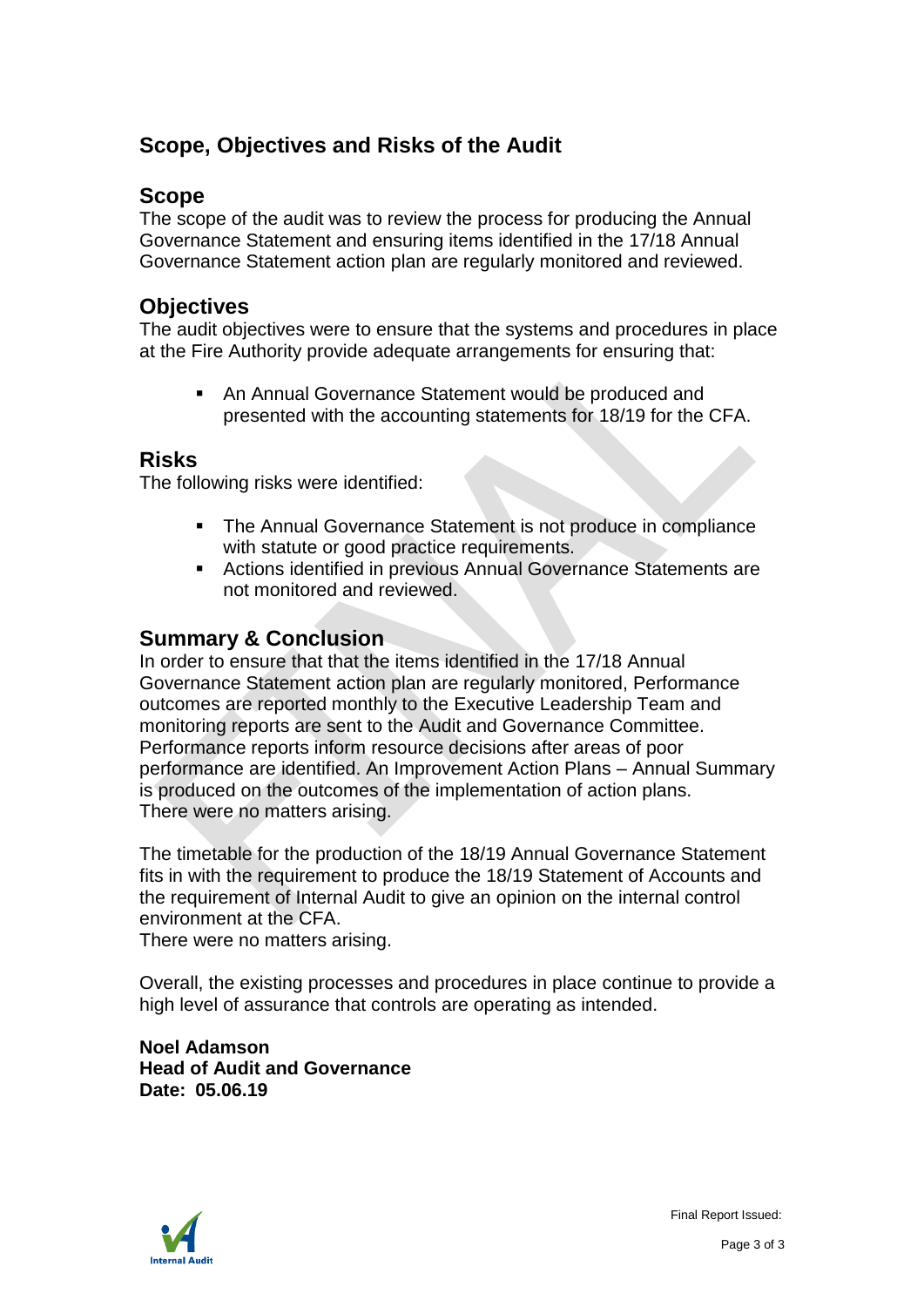## Scope, Objectives and Risks of the Audit

### Scope

The scope of the audit was to review the process for producing the Annual Governance Statement and ensuring items identified in the 17/18 Annual Governance Statement action plan are regularly monitored and reviewed.

### Objectives

The audit objectives were to ensure that the systems and procedures in place at the Fire Authority provide adequate arrangements for ensuring that:

- An Annual Governance Statement would be produced and presented with the accounting statements for 18/19 for the CFA.

### Risks

The following risks were identified:

- The Annual Governance Statement is not produce in compliance with statute or good practice requirements.
- Actions identified in previous Annual Governance Statements are not monitored and reviewed.

### Summary & Conclusion

In order to ensure that that the items identified in the 17/18 Annual Governance Statement action plan are regularly monitored, Performance outcomes are reported monthly to the Executive Leadership Team and monitoring reports are sent to the Audit and Governance Committee. Performance reports inform resource decisions after areas of poor performance are identified. An Improvement Action Plans – Annual Summary is produced on the outcomes of the implementation of action plans.
There were no matters arising.

The timetable for the production of the 18/19 Annual Governance Statement fits in with the requirement to produce the 18/19 Statement of Accounts and the requirement of Internal Audit to give an opinion on the internal control environment at the CFA.
There were no matters arising.

Overall, the existing processes and procedures in place continue to provide a high level of assurance that controls are operating as intended.

**Noel Adamson**
**Head of Audit and Governance**
**Date: 05.06.19**

Final Report Issued: